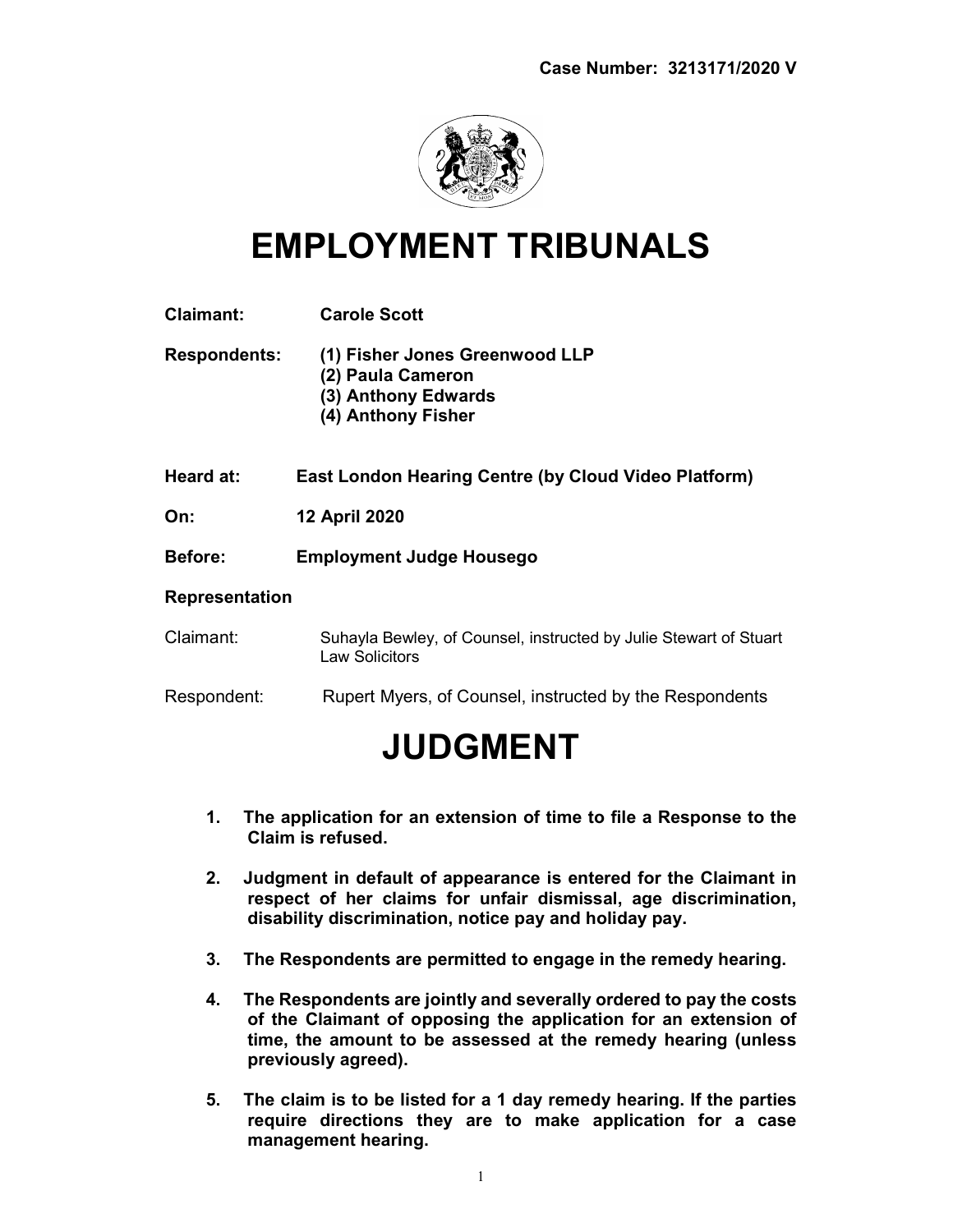**Case Number: 3213171/2020 V**

# EMPLOYMENT TRIBUNALS

**Claimant:** **Carole Scott**

**Respondents:** **(1) Fisher Jones Greenwood LLP**
**(2) Paula Cameron**
**(3) Anthony Edwards**
**(4) Anthony Fisher**

**Heard at:** **East London Hearing Centre (by Cloud Video Platform)**

**On:** **12 April 2020**

**Before:** **Employment Judge Housego**

**Representation**

Claimant: Suhayla Bewley, of Counsel, instructed by Julie Stewart of Stuart Law Solicitors

Respondent: Rupert Myers, of Counsel, instructed by the Respondents

# JUDGMENT

1. **The application for an extension of time to file a Response to the Claim is refused.**

2. **Judgment in default of appearance is entered for the Claimant in respect of her claims for unfair dismissal, age discrimination, disability discrimination, notice pay and holiday pay.**

3. **The Respondents are permitted to engage in the remedy hearing.**

4. **The Respondents are jointly and severally ordered to pay the costs of the Claimant of opposing the application for an extension of time, the amount to be assessed at the remedy hearing (unless previously agreed).**

5. **The claim is to be listed for a 1 day remedy hearing. If the parties require directions they are to make application for a case management hearing.**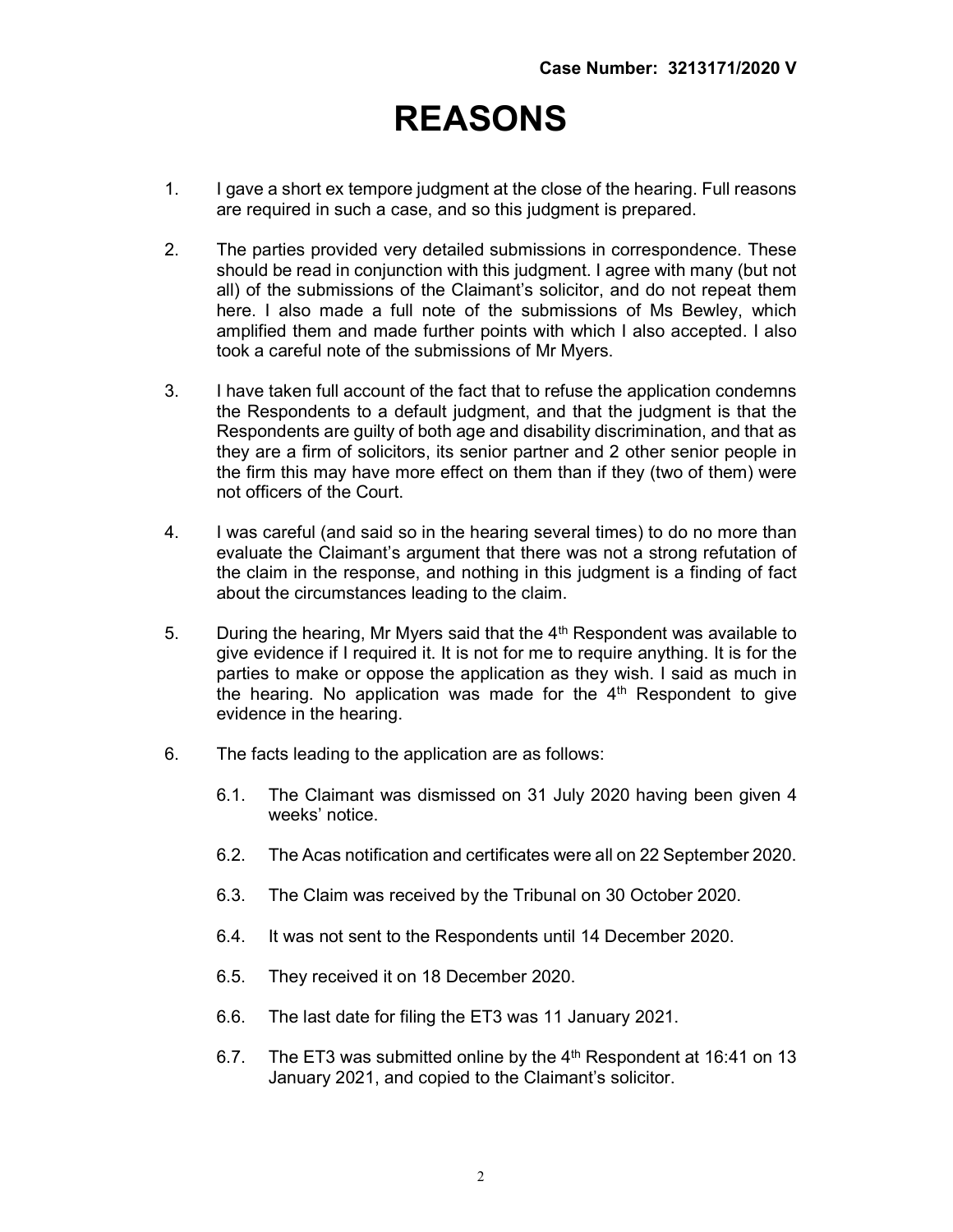# REASONS

1. I gave a short ex tempore judgment at the close of the hearing. Full reasons are required in such a case, and so this judgment is prepared.

2. The parties provided very detailed submissions in correspondence. These should be read in conjunction with this judgment. I agree with many (but not all) of the submissions of the Claimant's solicitor, and do not repeat them here. I also made a full note of the submissions of Ms Bewley, which amplified them and made further points with which I also accepted. I also took a careful note of the submissions of Mr Myers.

3. I have taken full account of the fact that to refuse the application condemns the Respondents to a default judgment, and that the judgment is that the Respondents are guilty of both age and disability discrimination, and that as they are a firm of solicitors, its senior partner and 2 other senior people in the firm this may have more effect on them than if they (two of them) were not officers of the Court.

4. I was careful (and said so in the hearing several times) to do no more than evaluate the Claimant's argument that there was not a strong refutation of the claim in the response, and nothing in this judgment is a finding of fact about the circumstances leading to the claim.

5. During the hearing, Mr Myers said that the 4th Respondent was available to give evidence if I required it. It is not for me to require anything. It is for the parties to make or oppose the application as they wish. I said as much in the hearing. No application was made for the 4th Respondent to give evidence in the hearing.

6. The facts leading to the application are as follows:

   6.1. The Claimant was dismissed on 31 July 2020 having been given 4 weeks' notice.

   6.2. The Acas notification and certificates were all on 22 September 2020.

   6.3. The Claim was received by the Tribunal on 30 October 2020.

   6.4. It was not sent to the Respondents until 14 December 2020.

   6.5. They received it on 18 December 2020.

   6.6. The last date for filing the ET3 was 11 January 2021.

   6.7. The ET3 was submitted online by the 4th Respondent at 16:41 on 13 January 2021, and copied to the Claimant's solicitor.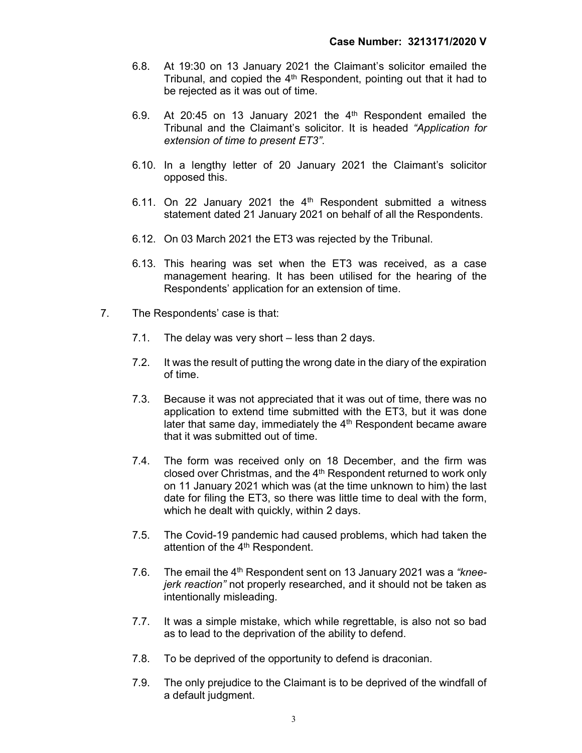6.8. At 19:30 on 13 January 2021 the Claimant's solicitor emailed the Tribunal, and copied the 4th Respondent, pointing out that it had to be rejected as it was out of time.

6.9. At 20:45 on 13 January 2021 the 4th Respondent emailed the Tribunal and the Claimant's solicitor. It is headed *"Application for extension of time to present ET3"*.

6.10. In a lengthy letter of 20 January 2021 the Claimant's solicitor opposed this.

6.11. On 22 January 2021 the 4th Respondent submitted a witness statement dated 21 January 2021 on behalf of all the Respondents.

6.12. On 03 March 2021 the ET3 was rejected by the Tribunal.

6.13. This hearing was set when the ET3 was received, as a case management hearing. It has been utilised for the hearing of the Respondents' application for an extension of time.

7. The Respondents' case is that:

 7.1. The delay was very short – less than 2 days.

 7.2. It was the result of putting the wrong date in the diary of the expiration of time.

 7.3. Because it was not appreciated that it was out of time, there was no application to extend time submitted with the ET3, but it was done later that same day, immediately the 4th Respondent became aware that it was submitted out of time.

 7.4. The form was received only on 18 December, and the firm was closed over Christmas, and the 4th Respondent returned to work only on 11 January 2021 which was (at the time unknown to him) the last date for filing the ET3, so there was little time to deal with the form, which he dealt with quickly, within 2 days.

 7.5. The Covid-19 pandemic had caused problems, which had taken the attention of the 4th Respondent.

 7.6. The email the 4th Respondent sent on 13 January 2021 was a *"knee-jerk reaction"* not properly researched, and it should not be taken as intentionally misleading.

 7.7. It was a simple mistake, which while regrettable, is also not so bad as to lead to the deprivation of the ability to defend.

 7.8. To be deprived of the opportunity to defend is draconian.

 7.9. The only prejudice to the Claimant is to be deprived of the windfall of a default judgment.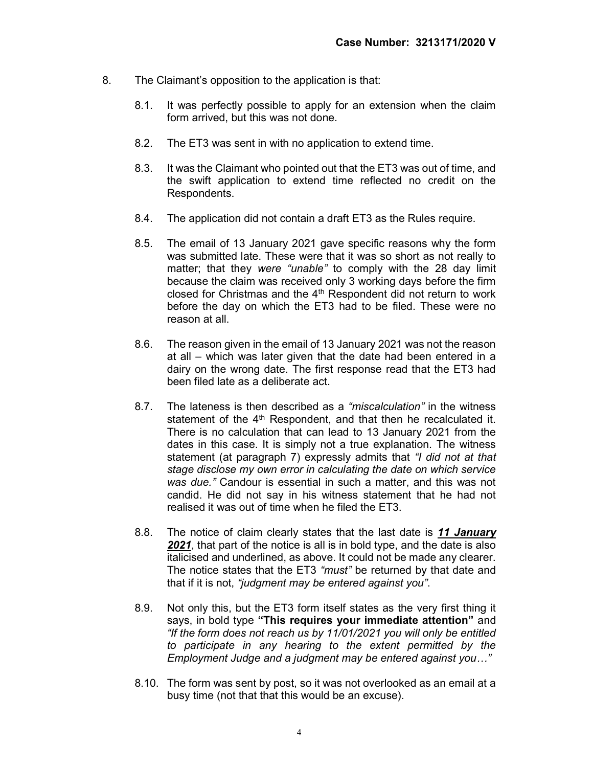8. The Claimant's opposition to the application is that:

    8.1. It was perfectly possible to apply for an extension when the claim form arrived, but this was not done.

    8.2. The ET3 was sent in with no application to extend time.

    8.3. It was the Claimant who pointed out that the ET3 was out of time, and the swift application to extend time reflected no credit on the Respondents.

    8.4. The application did not contain a draft ET3 as the Rules require.

    8.5. The email of 13 January 2021 gave specific reasons why the form was submitted late. These were that it was so short as not really to matter; that they *were "unable"* to comply with the 28 day limit because the claim was received only 3 working days before the firm closed for Christmas and the 4th Respondent did not return to work before the day on which the ET3 had to be filed. These were no reason at all.

    8.6. The reason given in the email of 13 January 2021 was not the reason at all – which was later given that the date had been entered in a dairy on the wrong date. The first response read that the ET3 had been filed late as a deliberate act.

    8.7. The lateness is then described as a *"miscalculation"* in the witness statement of the 4th Respondent, and that then he recalculated it. There is no calculation that can lead to 13 January 2021 from the dates in this case. It is simply not a true explanation. The witness statement (at paragraph 7) expressly admits that *"I did not at that stage disclose my own error in calculating the date on which service was due."* Candour is essential in such a matter, and this was not candid. He did not say in his witness statement that he had not realised it was out of time when he filed the ET3.

    8.8. The notice of claim clearly states that the last date is ***<u>11 January 2021</u>***, that part of the notice is all is in bold type, and the date is also italicised and underlined, as above. It could not be made any clearer. The notice states that the ET3 *"must"* be returned by that date and that if it is not, *"judgment may be entered against you"*.

    8.9. Not only this, but the ET3 form itself states as the very first thing it says, in bold type **"This requires your immediate attention"** and *"If the form does not reach us by 11/01/2021 you will only be entitled to participate in any hearing to the extent permitted by the Employment Judge and a judgment may be entered against you…"*

    8.10. The form was sent by post, so it was not overlooked as an email at a busy time (not that that this would be an excuse).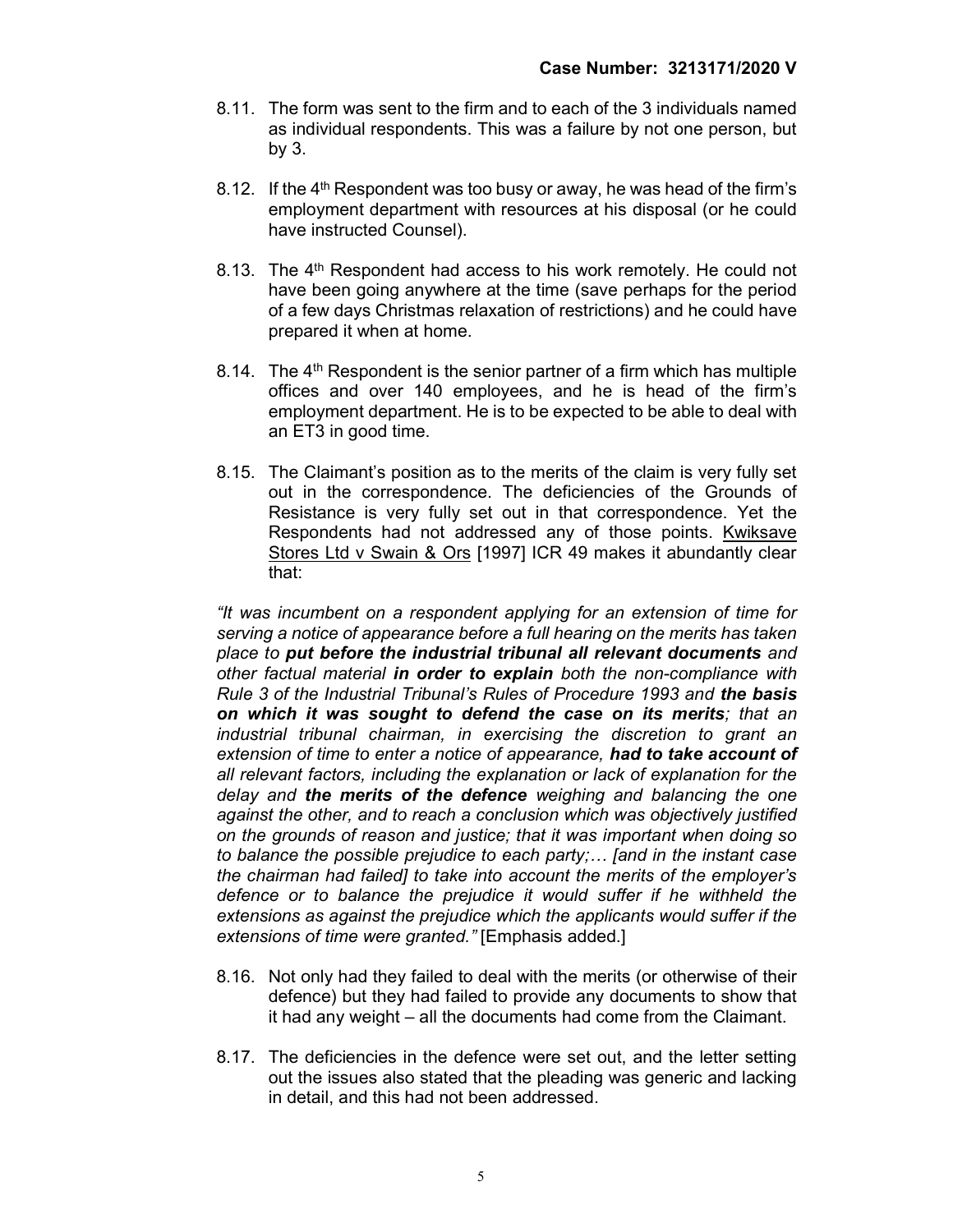8.11. The form was sent to the firm and to each of the 3 individuals named as individual respondents. This was a failure by not one person, but by 3.

8.12. If the 4th Respondent was too busy or away, he was head of the firm's employment department with resources at his disposal (or he could have instructed Counsel).

8.13. The 4th Respondent had access to his work remotely. He could not have been going anywhere at the time (save perhaps for the period of a few days Christmas relaxation of restrictions) and he could have prepared it when at home.

8.14. The 4th Respondent is the senior partner of a firm which has multiple offices and over 140 employees, and he is head of the firm's employment department. He is to be expected to be able to deal with an ET3 in good time.

8.15. The Claimant's position as to the merits of the claim is very fully set out in the correspondence. The deficiencies of the Grounds of Resistance is very fully set out in that correspondence. Yet the Respondents had not addressed any of those points. Kwiksave Stores Ltd v Swain & Ors [1997] ICR 49 makes it abundantly clear that:

*"It was incumbent on a respondent applying for an extension of time for serving a notice of appearance before a full hearing on the merits has taken place to **put before the industrial tribunal all relevant documents** and other factual material **in order to explain** both the non-compliance with Rule 3 of the Industrial Tribunal's Rules of Procedure 1993 and **the basis on which it was sought to defend the case on its merits**; that an industrial tribunal chairman, in exercising the discretion to grant an extension of time to enter a notice of appearance, **had to take account of** all relevant factors, including the explanation or lack of explanation for the delay and **the merits of the defence** weighing and balancing the one against the other, and to reach a conclusion which was objectively justified on the grounds of reason and justice; that it was important when doing so to balance the possible prejudice to each party;… [and in the instant case the chairman had failed] to take into account the merits of the employer's defence or to balance the prejudice it would suffer if he withheld the extensions as against the prejudice which the applicants would suffer if the extensions of time were granted."* [Emphasis added.]

8.16. Not only had they failed to deal with the merits (or otherwise of their defence) but they had failed to provide any documents to show that it had any weight – all the documents had come from the Claimant.

8.17. The deficiencies in the defence were set out, and the letter setting out the issues also stated that the pleading was generic and lacking in detail, and this had not been addressed.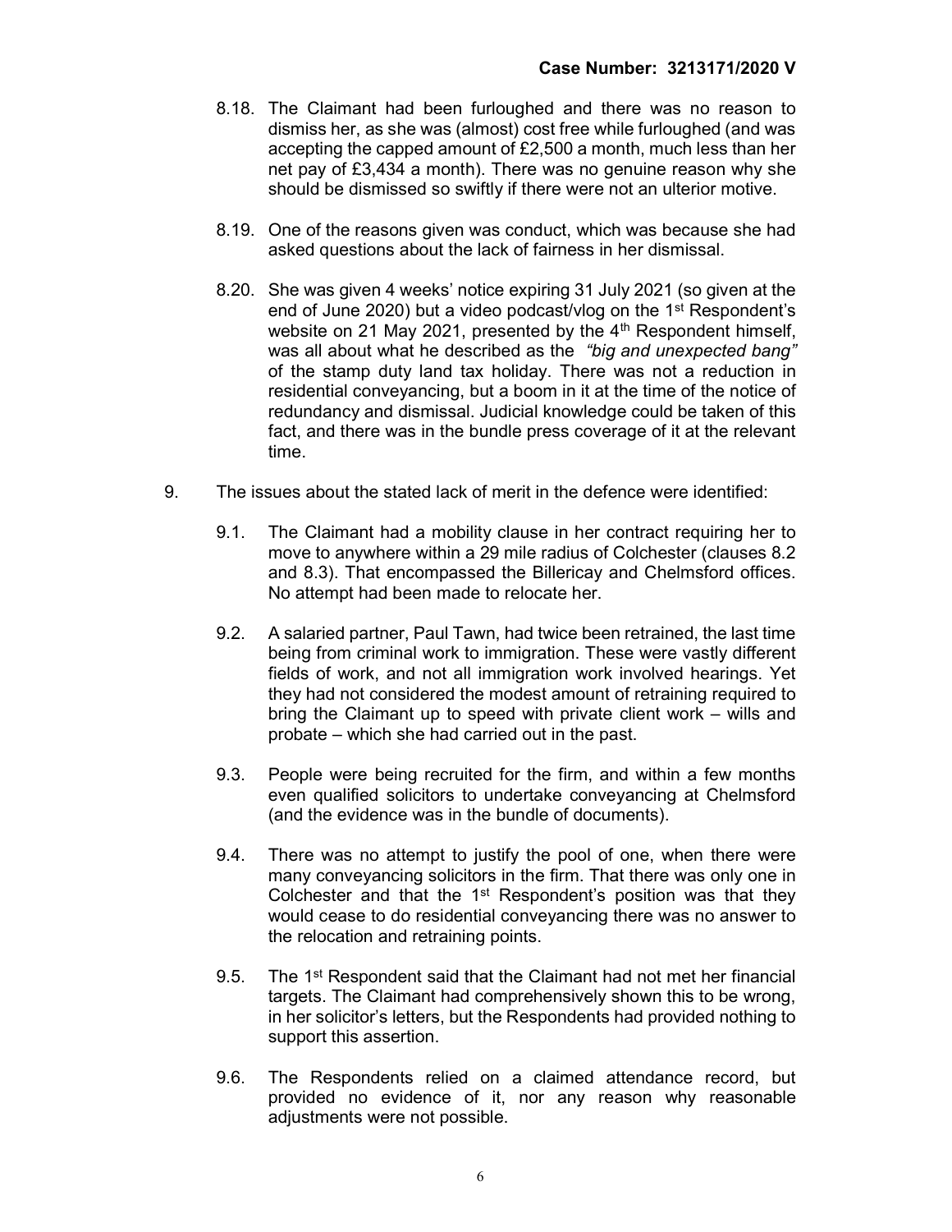8.18. The Claimant had been furloughed and there was no reason to dismiss her, as she was (almost) cost free while furloughed (and was accepting the capped amount of £2,500 a month, much less than her net pay of £3,434 a month). There was no genuine reason why she should be dismissed so swiftly if there were not an ulterior motive.

8.19. One of the reasons given was conduct, which was because she had asked questions about the lack of fairness in her dismissal.

8.20. She was given 4 weeks' notice expiring 31 July 2021 (so given at the end of June 2020) but a video podcast/vlog on the 1st Respondent's website on 21 May 2021, presented by the 4th Respondent himself, was all about what he described as the *"big and unexpected bang"* of the stamp duty land tax holiday. There was not a reduction in residential conveyancing, but a boom in it at the time of the notice of redundancy and dismissal. Judicial knowledge could be taken of this fact, and there was in the bundle press coverage of it at the relevant time.

9. The issues about the stated lack of merit in the defence were identified:

9.1. The Claimant had a mobility clause in her contract requiring her to move to anywhere within a 29 mile radius of Colchester (clauses 8.2 and 8.3). That encompassed the Billericay and Chelmsford offices. No attempt had been made to relocate her.

9.2. A salaried partner, Paul Tawn, had twice been retrained, the last time being from criminal work to immigration. These were vastly different fields of work, and not all immigration work involved hearings. Yet they had not considered the modest amount of retraining required to bring the Claimant up to speed with private client work – wills and probate – which she had carried out in the past.

9.3. People were being recruited for the firm, and within a few months even qualified solicitors to undertake conveyancing at Chelmsford (and the evidence was in the bundle of documents).

9.4. There was no attempt to justify the pool of one, when there were many conveyancing solicitors in the firm. That there was only one in Colchester and that the 1st Respondent's position was that they would cease to do residential conveyancing there was no answer to the relocation and retraining points.

9.5. The 1st Respondent said that the Claimant had not met her financial targets. The Claimant had comprehensively shown this to be wrong, in her solicitor's letters, but the Respondents had provided nothing to support this assertion.

9.6. The Respondents relied on a claimed attendance record, but provided no evidence of it, nor any reason why reasonable adjustments were not possible.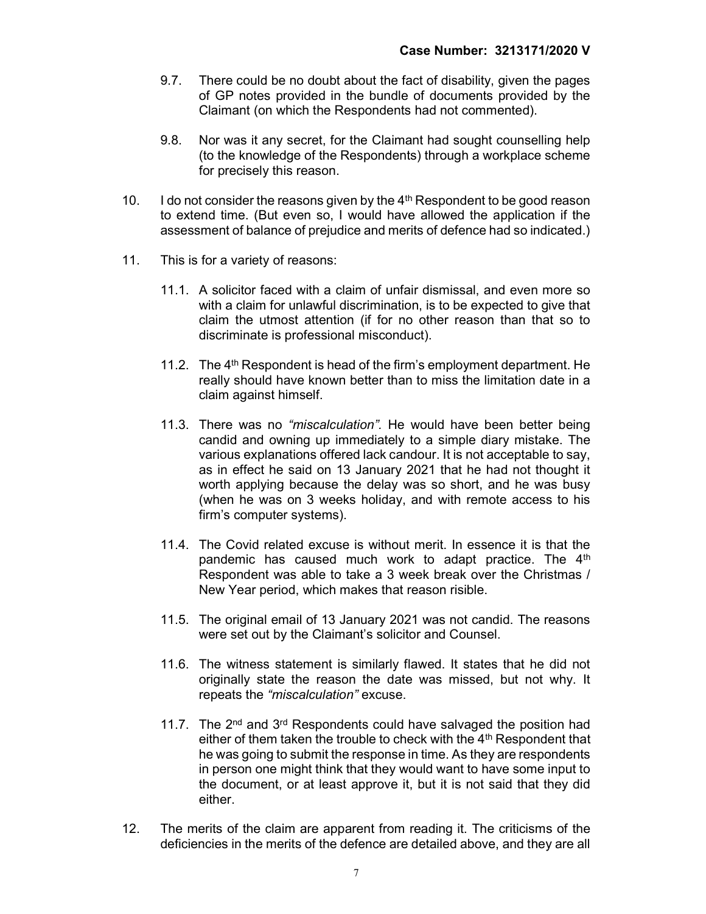9.7. There could be no doubt about the fact of disability, given the pages of GP notes provided in the bundle of documents provided by the Claimant (on which the Respondents had not commented).

9.8. Nor was it any secret, for the Claimant had sought counselling help (to the knowledge of the Respondents) through a workplace scheme for precisely this reason.

10. I do not consider the reasons given by the 4th Respondent to be good reason to extend time. (But even so, I would have allowed the application if the assessment of balance of prejudice and merits of defence had so indicated.)

11. This is for a variety of reasons:

11.1. A solicitor faced with a claim of unfair dismissal, and even more so with a claim for unlawful discrimination, is to be expected to give that claim the utmost attention (if for no other reason than that so to discriminate is professional misconduct).

11.2. The 4th Respondent is head of the firm's employment department. He really should have known better than to miss the limitation date in a claim against himself.

11.3. There was no *"miscalculation"*. He would have been better being candid and owning up immediately to a simple diary mistake. The various explanations offered lack candour. It is not acceptable to say, as in effect he said on 13 January 2021 that he had not thought it worth applying because the delay was so short, and he was busy (when he was on 3 weeks holiday, and with remote access to his firm's computer systems).

11.4. The Covid related excuse is without merit. In essence it is that the pandemic has caused much work to adapt practice. The 4th Respondent was able to take a 3 week break over the Christmas / New Year period, which makes that reason risible.

11.5. The original email of 13 January 2021 was not candid. The reasons were set out by the Claimant's solicitor and Counsel.

11.6. The witness statement is similarly flawed. It states that he did not originally state the reason the date was missed, but not why. It repeats the *"miscalculation"* excuse.

11.7. The 2nd and 3rd Respondents could have salvaged the position had either of them taken the trouble to check with the 4th Respondent that he was going to submit the response in time. As they are respondents in person one might think that they would want to have some input to the document, or at least approve it, but it is not said that they did either.

12. The merits of the claim are apparent from reading it. The criticisms of the deficiencies in the merits of the defence are detailed above, and they are all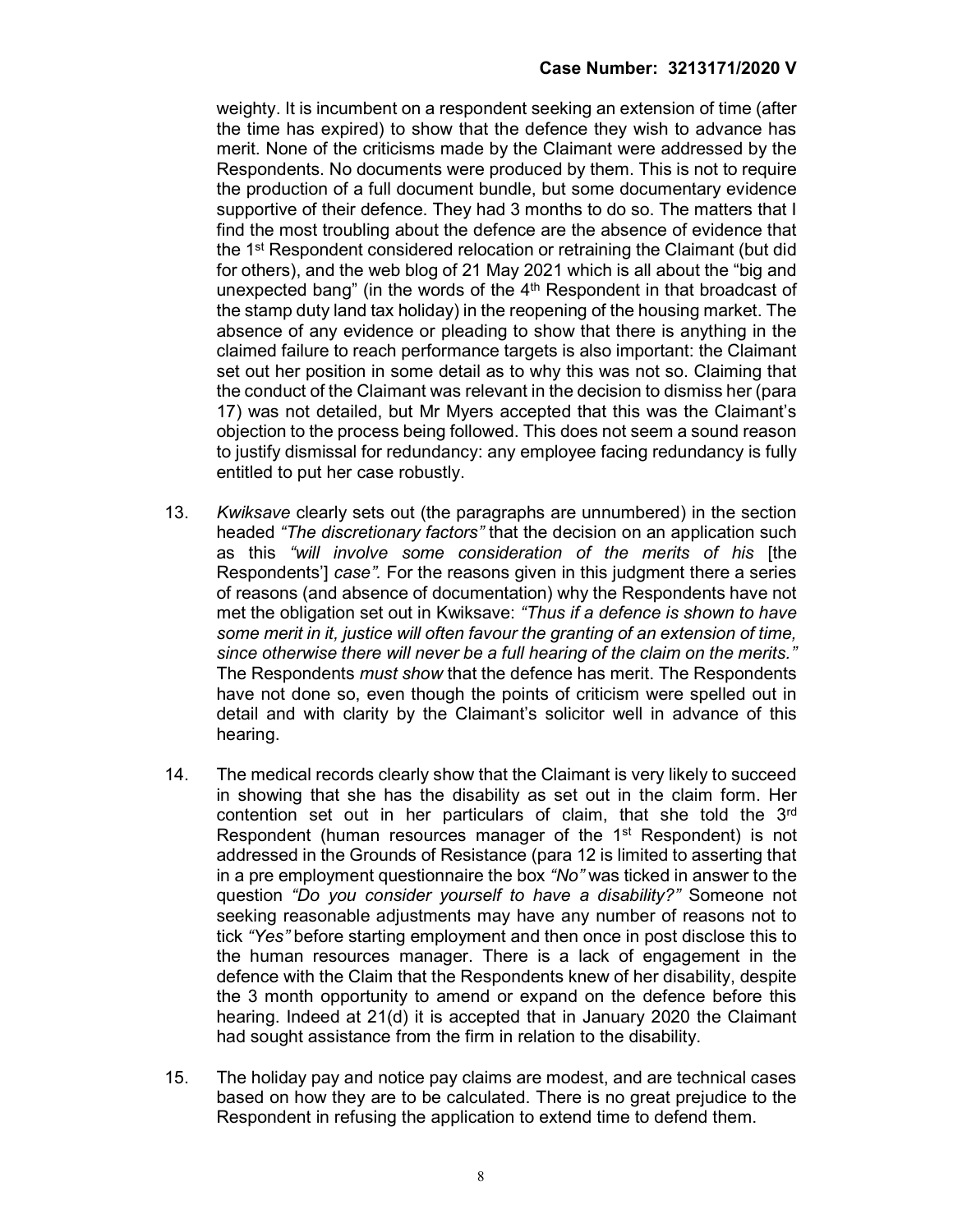weighty. It is incumbent on a respondent seeking an extension of time (after the time has expired) to show that the defence they wish to advance has merit. None of the criticisms made by the Claimant were addressed by the Respondents. No documents were produced by them. This is not to require the production of a full document bundle, but some documentary evidence supportive of their defence. They had 3 months to do so. The matters that I find the most troubling about the defence are the absence of evidence that the 1st Respondent considered relocation or retraining the Claimant (but did for others), and the web blog of 21 May 2021 which is all about the "big and unexpected bang" (in the words of the 4th Respondent in that broadcast of the stamp duty land tax holiday) in the reopening of the housing market. The absence of any evidence or pleading to show that there is anything in the claimed failure to reach performance targets is also important: the Claimant set out her position in some detail as to why this was not so. Claiming that the conduct of the Claimant was relevant in the decision to dismiss her (para 17) was not detailed, but Mr Myers accepted that this was the Claimant's objection to the process being followed. This does not seem a sound reason to justify dismissal for redundancy: any employee facing redundancy is fully entitled to put her case robustly.

13. *Kwiksave* clearly sets out (the paragraphs are unnumbered) in the section headed *"The discretionary factors"* that the decision on an application such as this *"will involve some consideration of the merits of his* [the Respondents'] *case".* For the reasons given in this judgment there a series of reasons (and absence of documentation) why the Respondents have not met the obligation set out in Kwiksave: *"Thus if a defence is shown to have some merit in it, justice will often favour the granting of an extension of time, since otherwise there will never be a full hearing of the claim on the merits."* The Respondents *must show* that the defence has merit. The Respondents have not done so, even though the points of criticism were spelled out in detail and with clarity by the Claimant's solicitor well in advance of this hearing.

14. The medical records clearly show that the Claimant is very likely to succeed in showing that she has the disability as set out in the claim form. Her contention set out in her particulars of claim, that she told the 3rd Respondent (human resources manager of the 1st Respondent) is not addressed in the Grounds of Resistance (para 12 is limited to asserting that in a pre employment questionnaire the box *"No"* was ticked in answer to the question *"Do you consider yourself to have a disability?"* Someone not seeking reasonable adjustments may have any number of reasons not to tick *"Yes"* before starting employment and then once in post disclose this to the human resources manager. There is a lack of engagement in the defence with the Claim that the Respondents knew of her disability, despite the 3 month opportunity to amend or expand on the defence before this hearing. Indeed at 21(d) it is accepted that in January 2020 the Claimant had sought assistance from the firm in relation to the disability.

15. The holiday pay and notice pay claims are modest, and are technical cases based on how they are to be calculated. There is no great prejudice to the Respondent in refusing the application to extend time to defend them.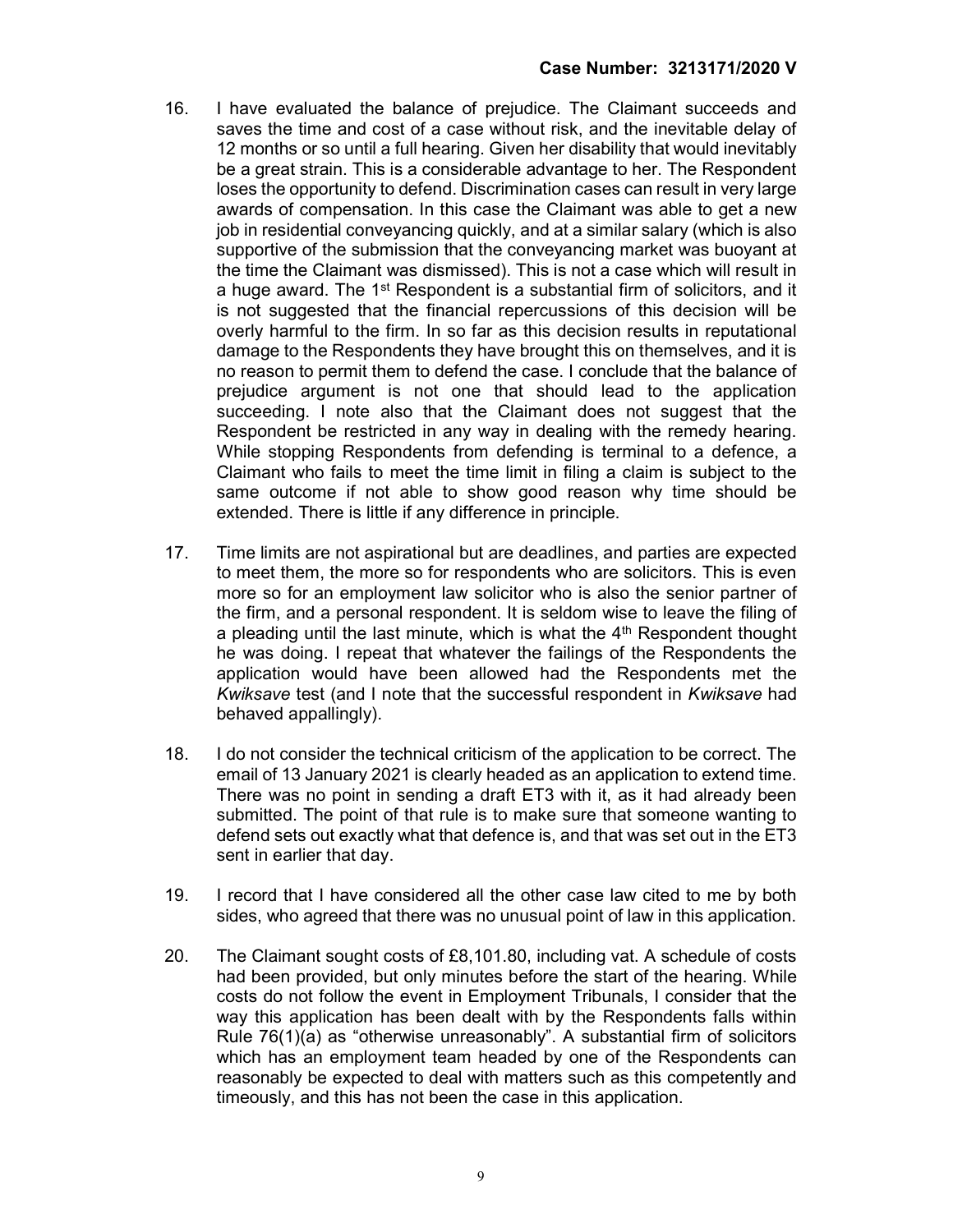16. I have evaluated the balance of prejudice. The Claimant succeeds and saves the time and cost of a case without risk, and the inevitable delay of 12 months or so until a full hearing. Given her disability that would inevitably be a great strain. This is a considerable advantage to her. The Respondent loses the opportunity to defend. Discrimination cases can result in very large awards of compensation. In this case the Claimant was able to get a new job in residential conveyancing quickly, and at a similar salary (which is also supportive of the submission that the conveyancing market was buoyant at the time the Claimant was dismissed). This is not a case which will result in a huge award. The 1st Respondent is a substantial firm of solicitors, and it is not suggested that the financial repercussions of this decision will be overly harmful to the firm. In so far as this decision results in reputational damage to the Respondents they have brought this on themselves, and it is no reason to permit them to defend the case. I conclude that the balance of prejudice argument is not one that should lead to the application succeeding. I note also that the Claimant does not suggest that the Respondent be restricted in any way in dealing with the remedy hearing. While stopping Respondents from defending is terminal to a defence, a Claimant who fails to meet the time limit in filing a claim is subject to the same outcome if not able to show good reason why time should be extended. There is little if any difference in principle.

17. Time limits are not aspirational but are deadlines, and parties are expected to meet them, the more so for respondents who are solicitors. This is even more so for an employment law solicitor who is also the senior partner of the firm, and a personal respondent. It is seldom wise to leave the filing of a pleading until the last minute, which is what the 4th Respondent thought he was doing. I repeat that whatever the failings of the Respondents the application would have been allowed had the Respondents met the *Kwiksave* test (and I note that the successful respondent in *Kwiksave* had behaved appallingly).

18. I do not consider the technical criticism of the application to be correct. The email of 13 January 2021 is clearly headed as an application to extend time. There was no point in sending a draft ET3 with it, as it had already been submitted. The point of that rule is to make sure that someone wanting to defend sets out exactly what that defence is, and that was set out in the ET3 sent in earlier that day.

19. I record that I have considered all the other case law cited to me by both sides, who agreed that there was no unusual point of law in this application.

20. The Claimant sought costs of £8,101.80, including vat. A schedule of costs had been provided, but only minutes before the start of the hearing. While costs do not follow the event in Employment Tribunals, I consider that the way this application has been dealt with by the Respondents falls within Rule 76(1)(a) as "otherwise unreasonably". A substantial firm of solicitors which has an employment team headed by one of the Respondents can reasonably be expected to deal with matters such as this competently and timeously, and this has not been the case in this application.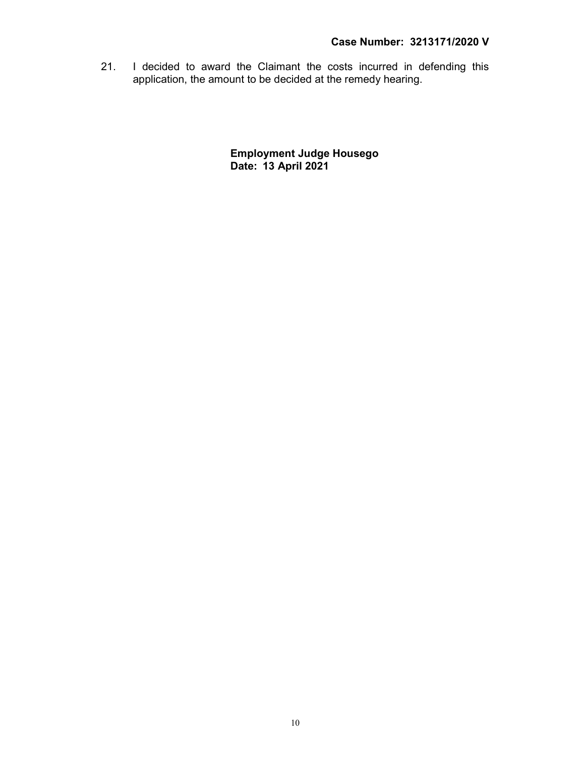21. I decided to award the Claimant the costs incurred in defending this application, the amount to be decided at the remedy hearing.

**Employment Judge Housego**
**Date: 13 April 2021**